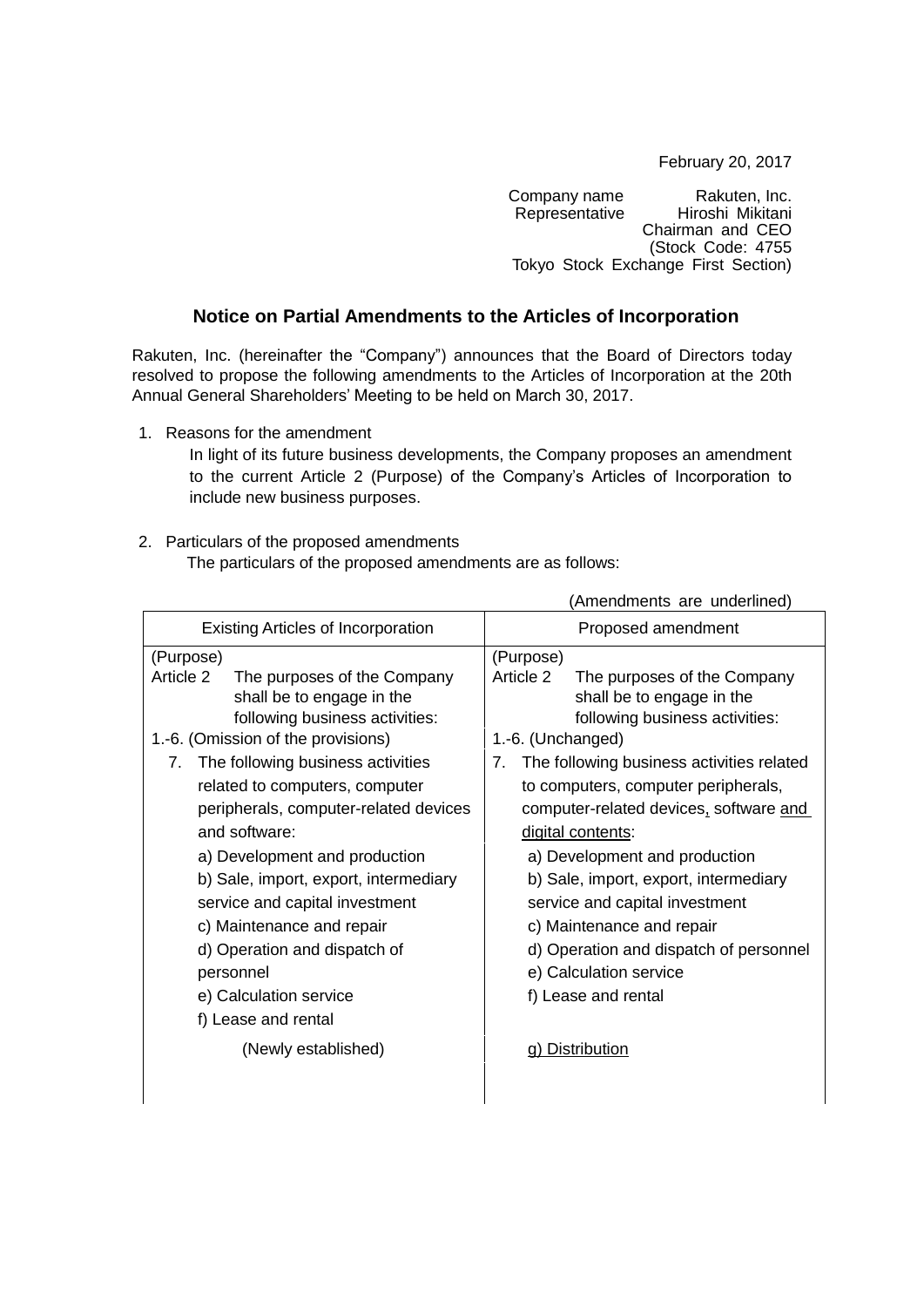February 20, 2017

Company name Rakuten, Inc.
Representative Hiroshi Mikitani
Chairman and CEO
(Stock Code: 4755
Tokyo Stock Exchange First Section)

## Notice on Partial Amendments to the Articles of Incorporation

Rakuten, Inc. (hereinafter the "Company") announces that the Board of Directors today resolved to propose the following amendments to the Articles of Incorporation at the 20th Annual General Shareholders' Meeting to be held on March 30, 2017.

1. Reasons for the amendment

   In light of its future business developments, the Company proposes an amendment to the current Article 2 (Purpose) of the Company's Articles of Incorporation to include new business purposes.

2. Particulars of the proposed amendments

   The particulars of the proposed amendments are as follows:

(Amendments are underlined)

| Existing Articles of Incorporation | Proposed amendment |
| --- | --- |
| (Purpose)<br>Article 2 The purposes of the Company shall be to engage in the following business activities: | (Purpose)<br>Article 2 The purposes of the Company shall be to engage in the following business activities: |
| 1.-6. (Omission of the provisions) | 1.-6. (Unchanged) |
| 7. The following business activities related to computers, computer peripherals, computer-related devices and software: | 7. The following business activities related to computers, computer peripherals, computer-related devices<u>,</u> software <u>and digital contents</u>: |
| a) Development and production | a) Development and production |
| b) Sale, import, export, intermediary service and capital investment | b) Sale, import, export, intermediary service and capital investment |
| c) Maintenance and repair | c) Maintenance and repair |
| d) Operation and dispatch of personnel | d) Operation and dispatch of personnel |
| e) Calculation service | e) Calculation service |
| f) Lease and rental | f) Lease and rental |
| (Newly established) | <u>g) Distribution</u> |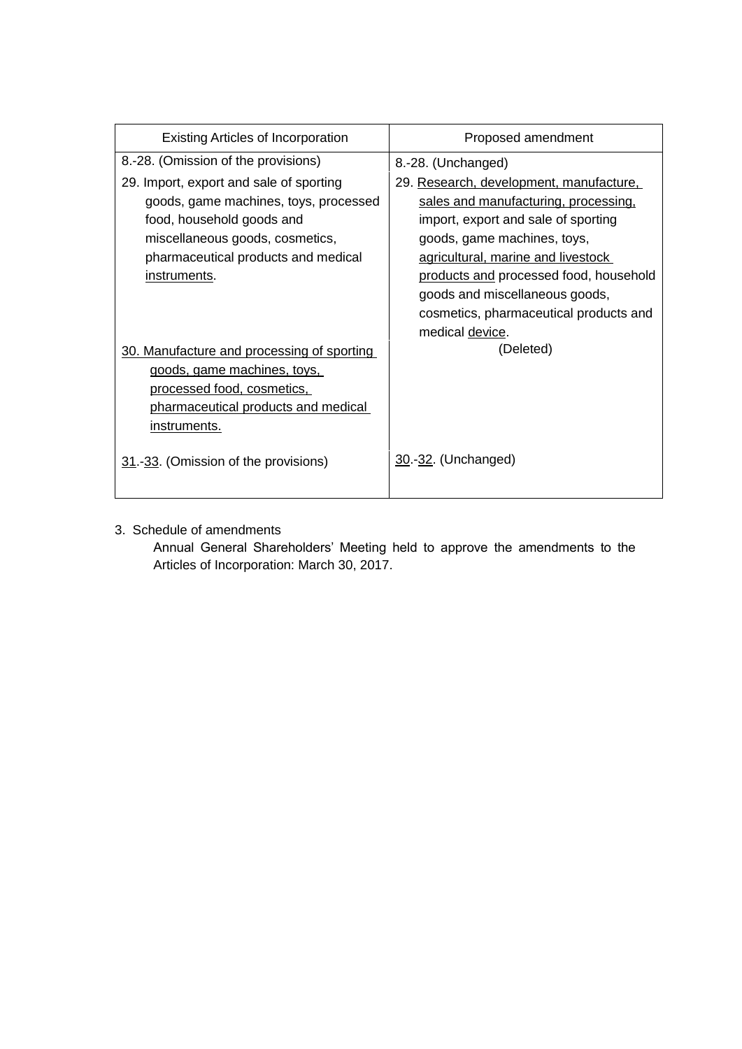| Existing Articles of Incorporation | Proposed amendment |
|---|---|
| 8.-28. (Omission of the provisions) | 8.-28. (Unchanged) |
| 29. Import, export and sale of sporting goods, game machines, toys, processed food, household goods and miscellaneous goods, cosmetics, pharmaceutical products and medical instruments. | 29. Research, development, manufacture, sales and manufacturing, processing, import, export and sale of sporting goods, game machines, toys, agricultural, marine and livestock products and processed food, household goods and miscellaneous goods, cosmetics, pharmaceutical products and medical device. |
| 30. Manufacture and processing of sporting goods, game machines, toys, processed food, cosmetics, pharmaceutical products and medical instruments. | (Deleted) |
| 31.-33. (Omission of the provisions) | 30.-32. (Unchanged) |

3. Schedule of amendments

   Annual General Shareholders' Meeting held to approve the amendments to the Articles of Incorporation: March 30, 2017.